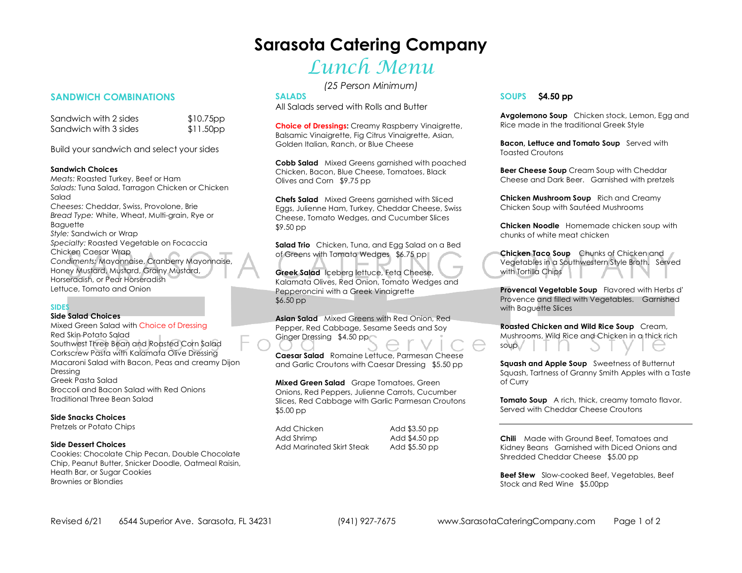# Sarasota Catering Company

## *Lunch Menu*

*(25 Person Minimum)*

## SANDWICH COMBINATIONS

| | |
|---|---|
| Sandwich with 2 sides | $10.75pp |
| Sandwich with 3 sides | $11.50pp |

Build your sandwich and select your sides

**Sandwich Choices**
*Meats:* Roasted Turkey, Beef or Ham
*Salads:* Tuna Salad, Tarragon Chicken or Chicken Salad
*Cheeses:* Cheddar, Swiss, Provolone, Brie
*Bread Type:* White, Wheat, Multi-grain, Rye or Baguette
*Style:* Sandwich or Wrap
*Specialty:* Roasted Vegetable on Focaccia
Chicken Caesar Wrap
*Condiments:* Mayonnaise, Cranberry Mayonnaise, Honey Mustard, Mustard, Grainy Mustard, Horseradish, or Pear Horseradish
Lettuce, Tomato and Onion

## SIDES

**Side Salad Choices**
Mixed Green Salad with Choice of Dressing
Red Skin Potato Salad
Southwest Three Bean and Roasted Corn Salad
Corkscrew Pasta with Kalamata Olive Dressing
Macaroni Salad with Bacon, Peas and creamy Dijon Dressing
Greek Pasta Salad
Broccoli and Bacon Salad with Red Onions
Traditional Three Bean Salad

**Side Snacks Choices**
Pretzels or Potato Chips

**Side Dessert Choices**
Cookies: Chocolate Chip Pecan, Double Chocolate Chip, Peanut Butter, Snicker Doodle, Oatmeal Raisin, Heath Bar, or Sugar Cookies
Brownies or Blondies

## SALADS

All Salads served with Rolls and Butter

**Choice of Dressings:** Creamy Raspberry Vinaigrette, Balsamic Vinaigrette, Fig Citrus Vinaigrette, Asian, Golden Italian, Ranch, or Blue Cheese

**Cobb Salad** Mixed Greens garnished with poached Chicken, Bacon, Blue Cheese, Tomatoes, Black Olives and Corn $9.75 pp

**Chefs Salad** Mixed Greens garnished with Sliced Eggs, Julienne Ham, Turkey, Cheddar Cheese, Swiss Cheese, Tomato Wedges, and Cucumber Slices $9.50 pp

**Salad Trio** Chicken, Tuna, and Egg Salad on a Bed of Greens with Tomato Wedges $6.75 pp

**Greek Salad** Iceberg lettuce, Feta Cheese, Kalamata Olives, Red Onion, Tomato Wedges and Pepperoncini with a Greek Vinaigrette $6.50 pp

**Asian Salad** Mixed Greens with Red Onion, Red Pepper, Red Cabbage, Sesame Seeds and Soy Ginger Dressing $4.50 pp

**Caesar Salad** Romaine Lettuce, Parmesan Cheese and Garlic Croutons with Caesar Dressing $5.50 pp

**Mixed Green Salad** Grape Tomatoes, Green Onions, Red Peppers, Julienne Carrots, Cucumber Slices, Red Cabbage with Garlic Parmesan Croutons $5.00 pp

| | |
|---|---|
| Add Chicken | Add $3.50 pp |
| Add Shrimp | Add $4.50 pp |
| Add Marinated Skirt Steak | Add $5.50 pp |

## SOUPS **$4.50 pp**

**Avgolemono Soup** Chicken stock, Lemon, Egg and Rice made in the traditional Greek Style

**Bacon, Lettuce and Tomato Soup** Served with Toasted Croutons

**Beer Cheese Soup** Cream Soup with Cheddar Cheese and Dark Beer. Garnished with pretzels

**Chicken Mushroom Soup** Rich and Creamy Chicken Soup with Sautéed Mushrooms

**Chicken Noodle** Homemade chicken soup with chunks of white meat chicken

**Chicken Taco Soup** Chunks of Chicken and Vegetables in a Southwestern Style Broth. Served with Tortilla Chips

**Provencal Vegetable Soup** Flavored with Herbs d' Provence and filled with Vegetables. Garnished with Baguette Slices

**Roasted Chicken and Wild Rice Soup** Cream, Mushrooms, Wild Rice and Chicken in a thick rich soup

**Squash and Apple Soup** Sweetness of Butternut Squash, Tartness of Granny Smith Apples with a Taste of Curry

**Tomato Soup** A rich, thick, creamy tomato flavor. Served with Cheddar Cheese Croutons

---

**Chili** Made with Ground Beef, Tomatoes and Kidney Beans Garnished with Diced Onions and Shredded Cheddar Cheese $5.00 pp

**Beef Stew** Slow-cooked Beef, Vegetables, Beef Stock and Red Wine $5.00pp

Revised 6/21 6544 Superior Ave. Sarasota, FL 34231 (941) 927-7675 www.SarasotaCateringCompany.com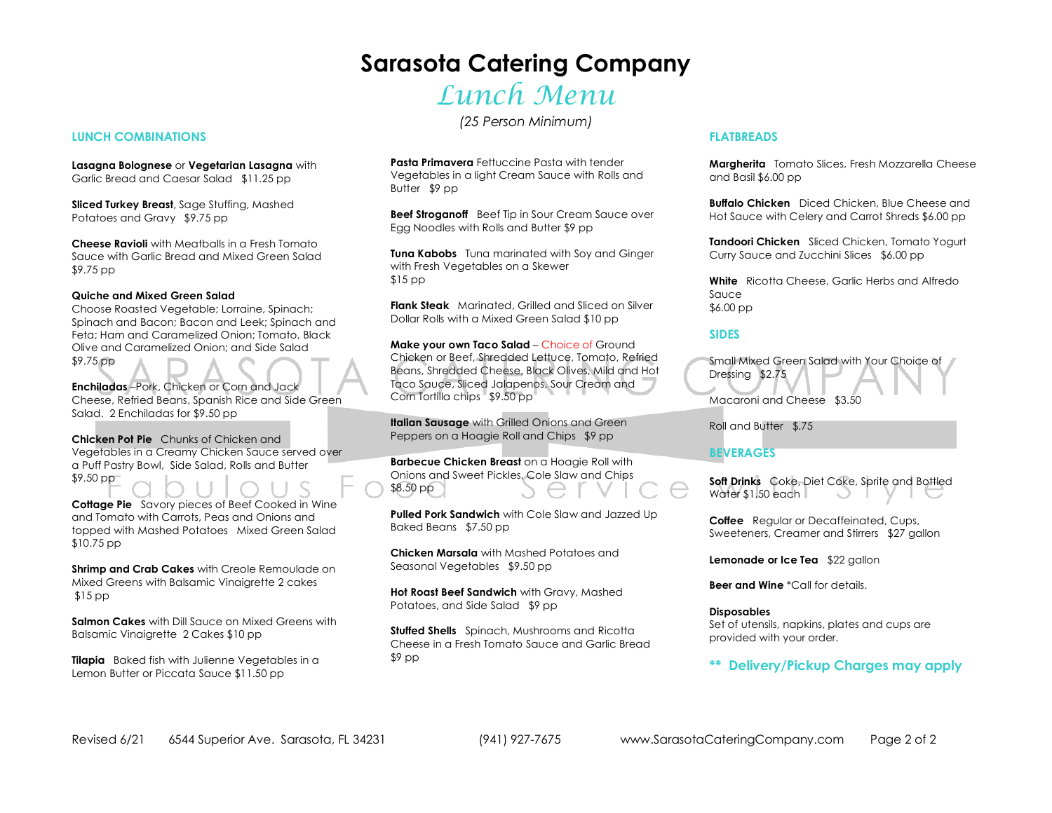# Sarasota Catering Company

## *Lunch Menu*

*(25 Person Minimum)*

### LUNCH COMBINATIONS

**Lasagna Bolognese** or **Vegetarian Lasagna** with Garlic Bread and Caesar Salad $11.25 pp

**Sliced Turkey Breast**, Sage Stuffing, Mashed Potatoes and Gravy $9.75 pp

**Cheese Ravioli** with Meatballs in a Fresh Tomato Sauce with Garlic Bread and Mixed Green Salad $9.75 pp

**Quiche and Mixed Green Salad**
Choose Roasted Vegetable; Lorraine, Spinach; Spinach and Bacon; Bacon and Leek; Spinach and Feta; Ham and Caramelized Onion; Tomato, Black Olive and Caramelized Onion; and Side Salad $9.75 pp

**Enchiladas** –Pork, Chicken or Corn and Jack Cheese, Refried Beans, Spanish Rice and Side Green Salad. 2 Enchiladas for $9.50 pp

**Chicken Pot Pie** Chunks of Chicken and Vegetables in a Creamy Chicken Sauce served over a Puff Pastry Bowl, Side Salad, Rolls and Butter $9.50 pp

**Cottage Pie** Savory pieces of Beef Cooked in Wine and Tomato with Carrots, Peas and Onions and topped with Mashed Potatoes Mixed Green Salad $10.75 pp

**Shrimp and Crab Cakes** with Creole Remoulade on Mixed Greens with Balsamic Vinaigrette 2 cakes $15 pp

**Salmon Cakes** with Dill Sauce on Mixed Greens with Balsamic Vinaigrette 2 Cakes $10 pp

**Tilapia** Baked fish with Julienne Vegetables in a Lemon Butter or Piccata Sauce $11.50 pp

**Pasta Primavera** Fettuccine Pasta with tender Vegetables in a light Cream Sauce with Rolls and Butter $9 pp

**Beef Stroganoff** Beef Tip in Sour Cream Sauce over Egg Noodles with Rolls and Butter $9 pp

**Tuna Kabobs** Tuna marinated with Soy and Ginger with Fresh Vegetables on a Skewer $15 pp

**Flank Steak** Marinated, Grilled and Sliced on Silver Dollar Rolls with a Mixed Green Salad $10 pp

**Make your own Taco Salad** – Choice of Ground Chicken or Beef, Shredded Lettuce, Tomato, Refried Beans, Shredded Cheese, Black Olives, Mild and Hot Taco Sauce, Sliced Jalapenos, Sour Cream and Corn Tortilla chips $9.50 pp

**Italian Sausage** with Grilled Onions and Green Peppers on a Hoagie Roll and Chips $9 pp

**Barbecue Chicken Breast** on a Hoagie Roll with Onions and Sweet Pickles, Cole Slaw and Chips $8.50 pp

**Pulled Pork Sandwich** with Cole Slaw and Jazzed Up Baked Beans $7.50 pp

**Chicken Marsala** with Mashed Potatoes and Seasonal Vegetables $9.50 pp

**Hot Roast Beef Sandwich** with Gravy, Mashed Potatoes, and Side Salad $9 pp

**Stuffed Shells** Spinach, Mushrooms and Ricotta Cheese in a Fresh Tomato Sauce and Garlic Bread $9 pp

### FLATBREADS

**Margherita** Tomato Slices, Fresh Mozzarella Cheese and Basil $6.00 pp

**Buffalo Chicken** Diced Chicken, Blue Cheese and Hot Sauce with Celery and Carrot Shreds $6.00 pp

**Tandoori Chicken** Sliced Chicken, Tomato Yogurt Curry Sauce and Zucchini Slices $6.00 pp

**White** Ricotta Cheese, Garlic Herbs and Alfredo Sauce $6.00 pp

### SIDES

Small Mixed Green Salad with Your Choice of Dressing $2.75

Macaroni and Cheese $3.50

Roll and Butter $.75

### BEVERAGES

**Soft Drinks** Coke, Diet Coke, Sprite and Bottled Water $1.50 each

**Coffee** Regular or Decaffeinated, Cups, Sweeteners, Creamer and Stirrers $27 gallon

**Lemonade or Ice Tea** $22 gallon

**Beer and Wine** *Call for details.

**Disposables**
Set of utensils, napkins, plates and cups are provided with your order.

**** Delivery/Pickup Charges may apply**

Revised 6/21 6544 Superior Ave. Sarasota, FL 34231 (941) 927-7675 www.SarasotaCateringCompany.com